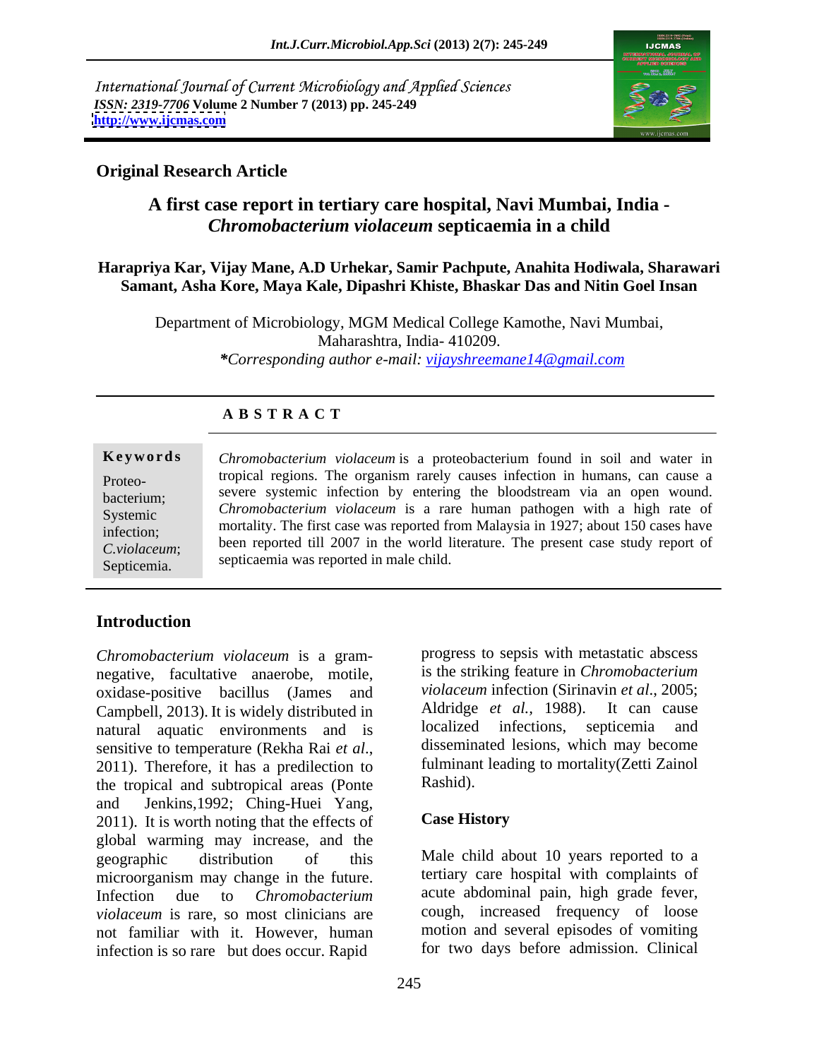International Journal of Current Microbiology and Applied Sciences
*ISSN: 2319-7706* **Volume 2 Number 7 (2013) pp. 245-249**
**http://www.ijcmas.com**

**Original Research Article**

# A first case report in tertiary care hospital, Navi Mumbai, India - *Chromobacterium violaceum* septicaemia in a child

**Harapriya Kar, Vijay Mane, A.D Urhekar, Samir Pachpute, Anahita Hodiwala, Sharawari Samant, Asha Kore, Maya Kale, Dipashri Khiste, Bhaskar Das and Nitin Goel Insan**

Department of Microbiology, MGM Medical College Kamothe, Navi Mumbai, Maharashtra, India- 410209.

***Corresponding author e-mail:** *vijayshreemane14@gmail.com*

## A B S T R A C T

**Keywords**

Proteo-bacterium; Systemic infection; *C.violaceum*; Septicemia.

*Chromobacterium violaceum* is a proteobacterium found in soil and water in tropical regions. The organism rarely causes infection in humans, can cause a severe systemic infection by entering the bloodstream via an open wound. *Chromobacterium violaceum* is a rare human pathogen with a high rate of mortality. The first case was reported from Malaysia in 1927; about 150 cases have been reported till 2007 in the world literature. The present case study report of septicaemia was reported in male child.

## Introduction

*Chromobacterium violaceum* is a gram-negative, facultative anaerobe, motile, oxidase-positive bacillus (James and Campbell, 2013). It is widely distributed in natural aquatic environments and is sensitive to temperature (Rekha Rai *et al*., 2011). Therefore, it has a predilection to the tropical and subtropical areas (Ponte and Jenkins,1992; Ching-Huei Yang, 2011). It is worth noting that the effects of global warming may increase, and the geographic distribution of this microorganism may change in the future. Infection due to *Chromobacterium violaceum* is rare, so most clinicians are not familiar with it. However, human infection is so rare but does occur. Rapid progress to sepsis with metastatic abscess is the striking feature in *Chromobacterium violaceum* infection (Sirinavin *et al*., 2005; Aldridge *et al.*, 1988). It can cause localized infections, septicemia and disseminated lesions, which may become fulminant leading to mortality(Zetti Zainol Rashid).

## Case History

Male child about 10 years reported to a tertiary care hospital with complaints of acute abdominal pain, high grade fever, cough, increased frequency of loose motion and several episodes of vomiting for two days before admission. Clinical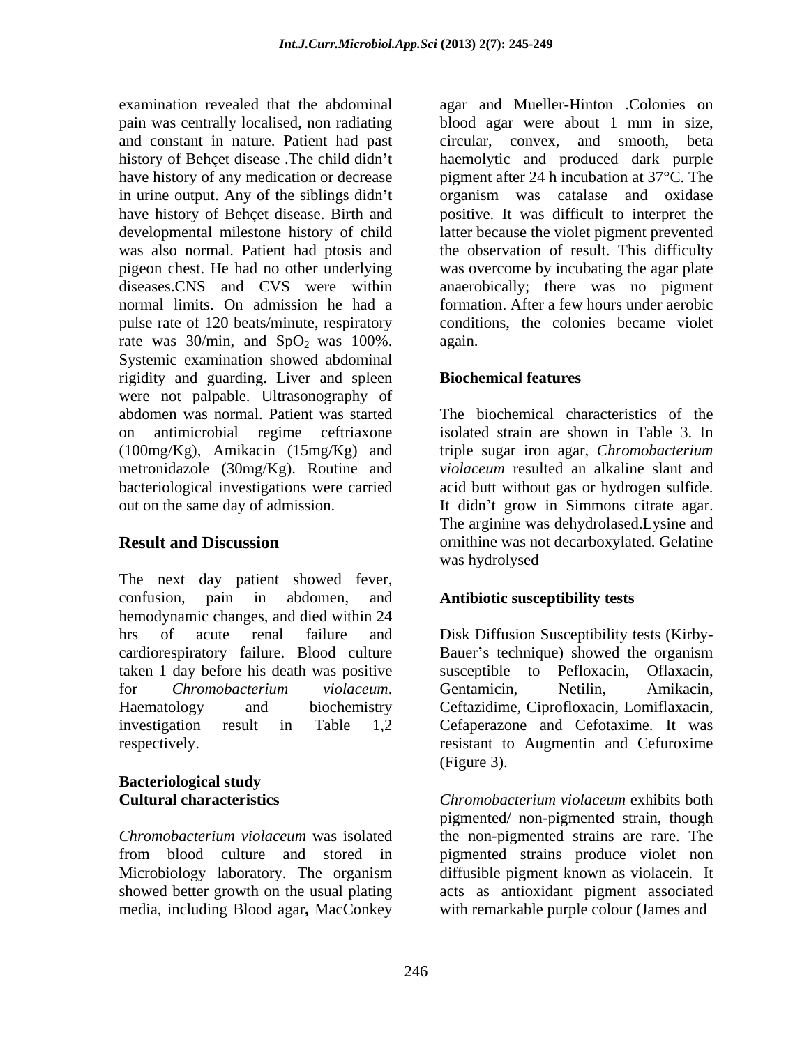examination revealed that the abdominal pain was centrally localised, non radiating and constant in nature. Patient had past history of Behçet disease .The child didn't have history of any medication or decrease in urine output. Any of the siblings didn't have history of Behçet disease. Birth and developmental milestone history of child was also normal. Patient had ptosis and pigeon chest. He had no other underlying diseases.CNS and CVS were within normal limits. On admission he had a pulse rate of 120 beats/minute, respiratory rate was 30/min, and $SpO_2$ was 100%. Systemic examination showed abdominal rigidity and guarding. Liver and spleen were not palpable. Ultrasonography of abdomen was normal. Patient was started on antimicrobial regime ceftriaxone (100mg/Kg), Amikacin (15mg/Kg) and metronidazole (30mg/Kg). Routine and bacteriological investigations were carried out on the same day of admission.

## Result and Discussion

The next day patient showed fever, confusion, pain in abdomen, and hemodynamic changes, and died within 24 hrs of acute renal failure and cardiorespiratory failure. Blood culture taken 1 day before his death was positive for *Chromobacterium violaceum*. Haematology and biochemistry investigation result in Table 1,2 respectively.

### Bacteriological study

### Cultural characteristics

*Chromobacterium violaceum* was isolated from blood culture and stored in Microbiology laboratory. The organism showed better growth on the usual plating media, including Blood agar**,** MacConkey agar and Mueller-Hinton .Colonies on blood agar were about 1 mm in size, circular, convex, and smooth, beta haemolytic and produced dark purple pigment after 24 h incubation at 37°C. The organism was catalase and oxidase positive. It was difficult to interpret the latter because the violet pigment prevented the observation of result. This difficulty was overcome by incubating the agar plate anaerobically; there was no pigment formation. After a few hours under aerobic conditions, the colonies became violet again.

### Biochemical features

The biochemical characteristics of the isolated strain are shown in Table 3. In triple sugar iron agar, *Chromobacterium violaceum* resulted an alkaline slant and acid butt without gas or hydrogen sulfide. It didn't grow in Simmons citrate agar. The arginine was dehydrolased.Lysine and ornithine was not decarboxylated. Gelatine was hydrolysed

### Antibiotic susceptibility tests

Disk Diffusion Susceptibility tests (Kirby-Bauer's technique) showed the organism susceptible to Pefloxacin, Oflaxacin, Gentamicin, Netilin, Amikacin, Ceftazidime, Ciprofloxacin, Lomiflaxacin, Cefaperazone and Cefotaxime. It was resistant to Augmentin and Cefuroxime (Figure 3).

*Chromobacterium violaceum* exhibits both pigmented/ non-pigmented strain, though the non-pigmented strains are rare. The pigmented strains produce violet non diffusible pigment known as violacein. It acts as antioxidant pigment associated with remarkable purple colour (James and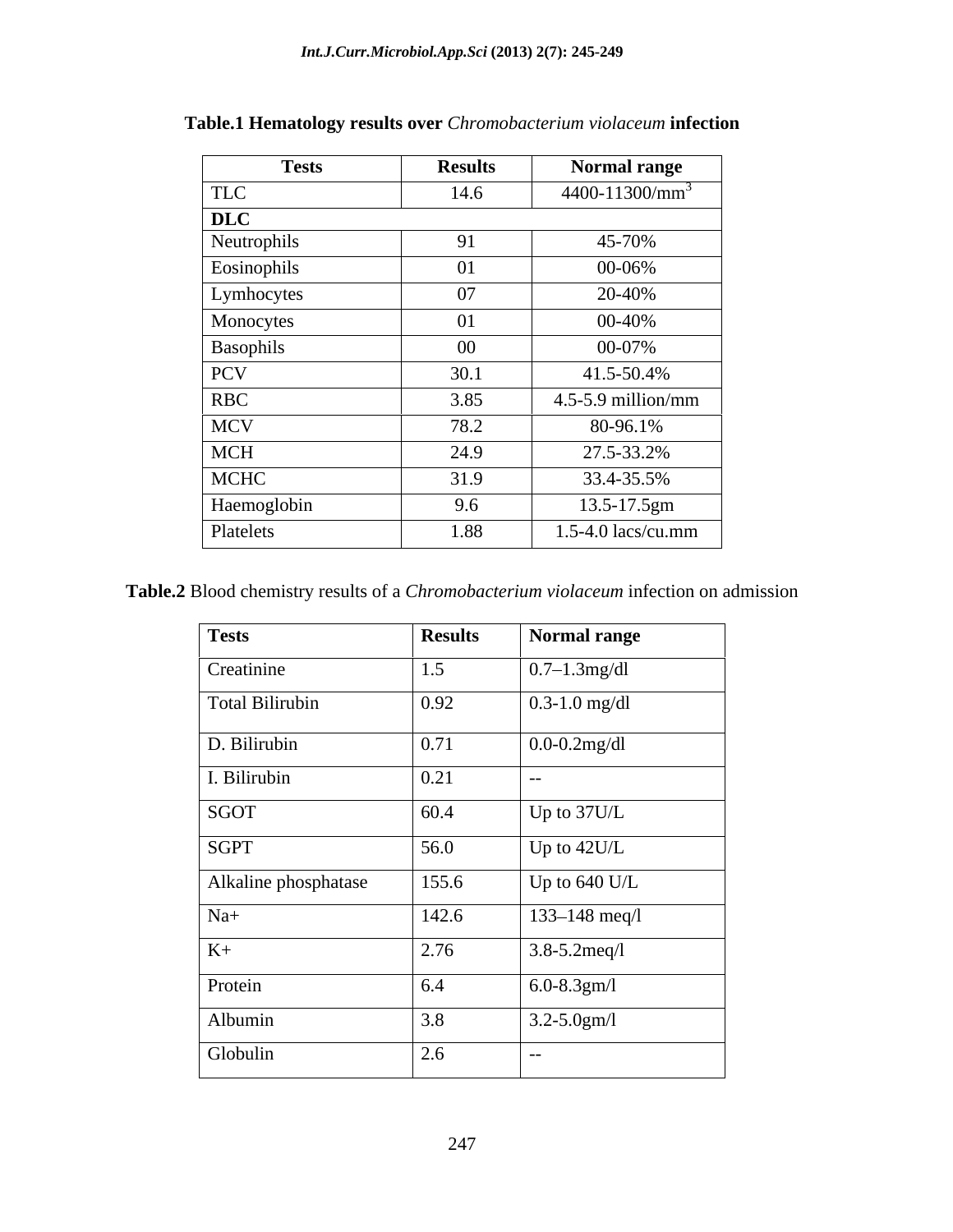**Table.1 Hematology results over *Chromobacterium violaceum* infection**

| Tests | Results | Normal range |
|---|---|---|
| TLC | 14.6 | 4400-11300/mm$^3$ |
| **DLC** | | |
| Neutrophils | 91 | 45-70% |
| Eosinophils | 01 | 00-06% |
| Lymhocytes | 07 | 20-40% |
| Monocytes | 01 | 00-40% |
| Basophils | 00 | 00-07% |
| PCV | 30.1 | 41.5-50.4% |
| RBC | 3.85 | 4.5-5.9 million/mm |
| MCV | 78.2 | 80-96.1% |
| MCH | 24.9 | 27.5-33.2% |
| MCHC | 31.9 | 33.4-35.5% |
| Haemoglobin | 9.6 | 13.5-17.5gm |
| Platelets | 1.88 | 1.5-4.0 lacs/cu.mm |

**Table.2** Blood chemistry results of a *Chromobacterium violaceum* infection on admission

| Tests | Results | Normal range |
|---|---|---|
| Creatinine | 1.5 | 0.7–1.3mg/dl |
| Total Bilirubin | 0.92 | 0.3-1.0 mg/dl |
| D. Bilirubin | 0.71 | 0.0-0.2mg/dl |
| I. Bilirubin | 0.21 | -- |
| SGOT | 60.4 | Up to 37U/L |
| SGPT | 56.0 | Up to 42U/L |
| Alkaline phosphatase | 155.6 | Up to 640 U/L |
| Na+ | 142.6 | 133–148 meq/l |
| K+ | 2.76 | 3.8-5.2meq/l |
| Protein | 6.4 | 6.0-8.3gm/l |
| Albumin | 3.8 | 3.2-5.0gm/l |
| Globulin | 2.6 | -- |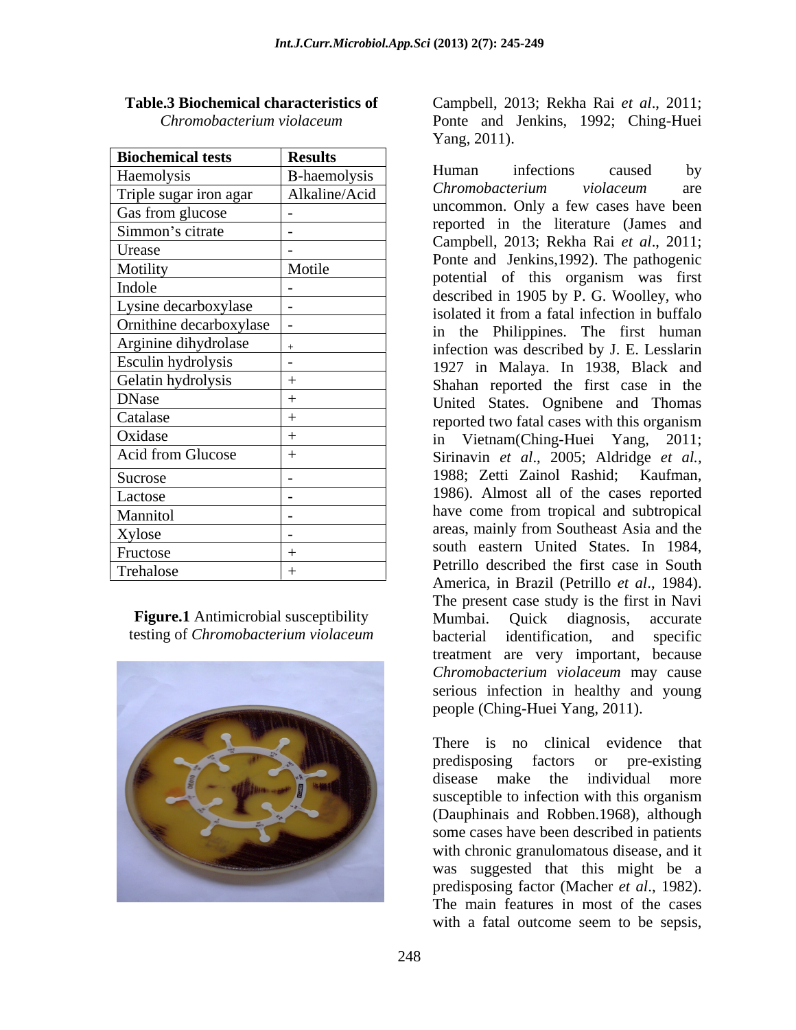**Table.3** Biochemical characteristics of *Chromobacterium violaceum*

| Biochemical tests | Results |
|---|---|
| Haemolysis | B-haemolysis |
| Triple sugar iron agar | Alkaline/Acid |
| Gas from glucose | - |
| Simmon's citrate | - |
| Urease | - |
| Motility | Motile |
| Indole | - |
| Lysine decarboxylase | - |
| Ornithine decarboxylase | - |
| Arginine dihydrolase | + |
| Esculin hydrolysis | - |
| Gelatin hydrolysis | + |
| DNase | + |
| Catalase | + |
| Oxidase | + |
| Acid from Glucose | + |
| Sucrose | - |
| Lactose | - |
| Mannitol | - |
| Xylose | - |
| Fructose | + |
| Trehalose | + |

**Figure.1** Antimicrobial susceptibility testing of *Chromobacterium violaceum*

Campbell, 2013; Rekha Rai *et al*., 2011; Ponte and Jenkins, 1992; Ching-Huei Yang, 2011).

Human infections caused by *Chromobacterium violaceum* are uncommon. Only a few cases have been reported in the literature (James and Campbell, 2013; Rekha Rai *et al*., 2011; Ponte and Jenkins,1992). The pathogenic potential of this organism was first described in 1905 by P. G. Woolley, who isolated it from a fatal infection in buffalo in the Philippines. The first human infection was described by J. E. Lesslarin 1927 in Malaya. In 1938, Black and Shahan reported the first case in the United States. Ognibene and Thomas reported two fatal cases with this organism in Vietnam(Ching-Huei Yang, 2011; Sirinavin *et al*., 2005; Aldridge *et al.*, 1988; Zetti Zainol Rashid; Kaufman, 1986). Almost all of the cases reported have come from tropical and subtropical areas, mainly from Southeast Asia and the south eastern United States. In 1984, Petrillo described the first case in South America, in Brazil (Petrillo *et al*., 1984). The present case study is the first in Navi Mumbai. Quick diagnosis, accurate bacterial identification, and specific treatment are very important, because *Chromobacterium violaceum* may cause serious infection in healthy and young people (Ching-Huei Yang, 2011).

There is no clinical evidence that predisposing factors or pre-existing disease make the individual more susceptible to infection with this organism (Dauphinais and Robben.1968), although some cases have been described in patients with chronic granulomatous disease, and it was suggested that this might be a predisposing factor (Macher *et al*., 1982). The main features in most of the cases with a fatal outcome seem to be sepsis,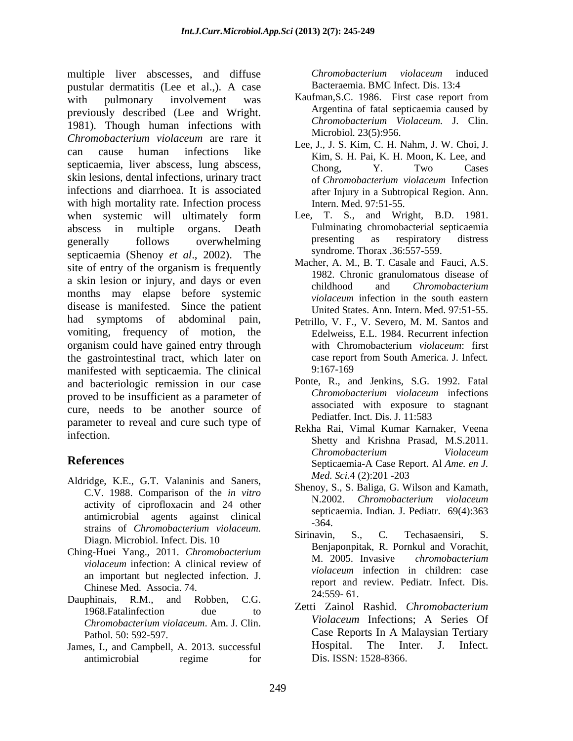multiple liver abscesses, and diffuse pustular dermatitis (Lee et al.,). A case with pulmonary involvement was previously described (Lee and Wright. 1981). Though human infections with *Chromobacterium violaceum* are rare it can cause human infections like septicaemia, liver abscess, lung abscess, skin lesions, dental infections, urinary tract infections and diarrhoea. It is associated with high mortality rate. Infection process when systemic will ultimately form abscess in multiple organs. Death generally follows overwhelming septicaemia (Shenoy *et al*., 2002). The site of entry of the organism is frequently a skin lesion or injury, and days or even months may elapse before systemic disease is manifested. Since the patient had symptoms of abdominal pain, vomiting, frequency of motion, the organism could have gained entry through the gastrointestinal tract, which later on manifested with septicaemia. The clinical and bacteriologic remission in our case proved to be insufficient as a parameter of cure, needs to be another source of parameter to reveal and cure such type of infection.

## References

Aldridge, K.E., G.T. Valaninis and Saners, C.V. 1988. Comparison of the *in vitro* activity of ciprofloxacin and 24 other antimicrobial agents against clinical strains of *Chromobacterium violaceum.* Diagn. Microbiol. Infect. Dis. 10

Ching-Huei Yang., 2011. *Chromobacterium violaceum* infection: A clinical review of an important but neglected infection. J. Chinese Med. Associa. 74.

Dauphinais, R.M., and Robben, C.G. 1968.Fatalinfection due to *Chromobacterium violaceum*. Am. J. Clin. Pathol. 50: 592-597.

James, I., and Campbell, A. 2013. successful antimicrobial regime for *Chromobacterium violaceum* induced Bacteraemia. BMC Infect. Dis. 13:4

Kaufman,S.C. 1986. First case report from Argentina of fatal septicaemia caused by *Chromobacterium Violaceum.* J. Clin. Microbiol. 23(5):956.

Lee, J., J. S. Kim, C. H. Nahm, J. W. Choi, J. Kim, S. H. Pai, K. H. Moon, K. Lee, and Chong, Y. Two Cases of *Chromobacterium violaceum* Infection after Injury in a Subtropical Region. Ann. Intern. Med. 97:51-55.

Lee, T. S., and Wright, B.D. 1981. Fulminating chromobacterial septicaemia presenting as respiratory distress syndrome. Thorax .36:557-559.

Macher, A. M., B. T. Casale and Fauci, A.S. 1982. Chronic granulomatous disease of childhood and *Chromobacterium violaceum* infection in the south eastern United States. Ann. Intern. Med. 97:51-55.

Petrillo, V. F., V. Severo, M. M. Santos and Edelweiss, E.L. 1984. Recurrent infection with Chromobacterium *violaceum*: first case report from South America. J. Infect. 9:167-169

Ponte, R., and Jenkins, S.G. 1992. Fatal *Chromobacterium violaceum* infections associated with exposure to stagnant Pediatfer. Inct. Dis. J. 11:583

Rekha Rai, Vimal Kumar Karnaker, Veena Shetty and Krishna Prasad, M.S.2011. *Chromobacterium Violaceum* Septicaemia-A Case Report. Al *Ame. en J. Med. Sci.*4 (2):201 -203

Shenoy, S., S. Baliga, G. Wilson and Kamath, N.2002. *Chromobacterium violaceum* septicaemia. Indian. J. Pediatr. 69(4):363 -364.

Sirinavin, S., C. Techasaensiri, S. Benjaponpitak, R. Pornkul and Vorachit, M. 2005. Invasive *chromobacterium violaceum* infection in children: case report and review. Pediatr. Infect. Dis. 24:559- 61.

Zetti Zainol Rashid. *Chromobacterium Violaceum* Infections; A Series Of Case Reports In A Malaysian Tertiary Hospital. The Inter. J. Infect. Dis. ISSN: 1528-8366.